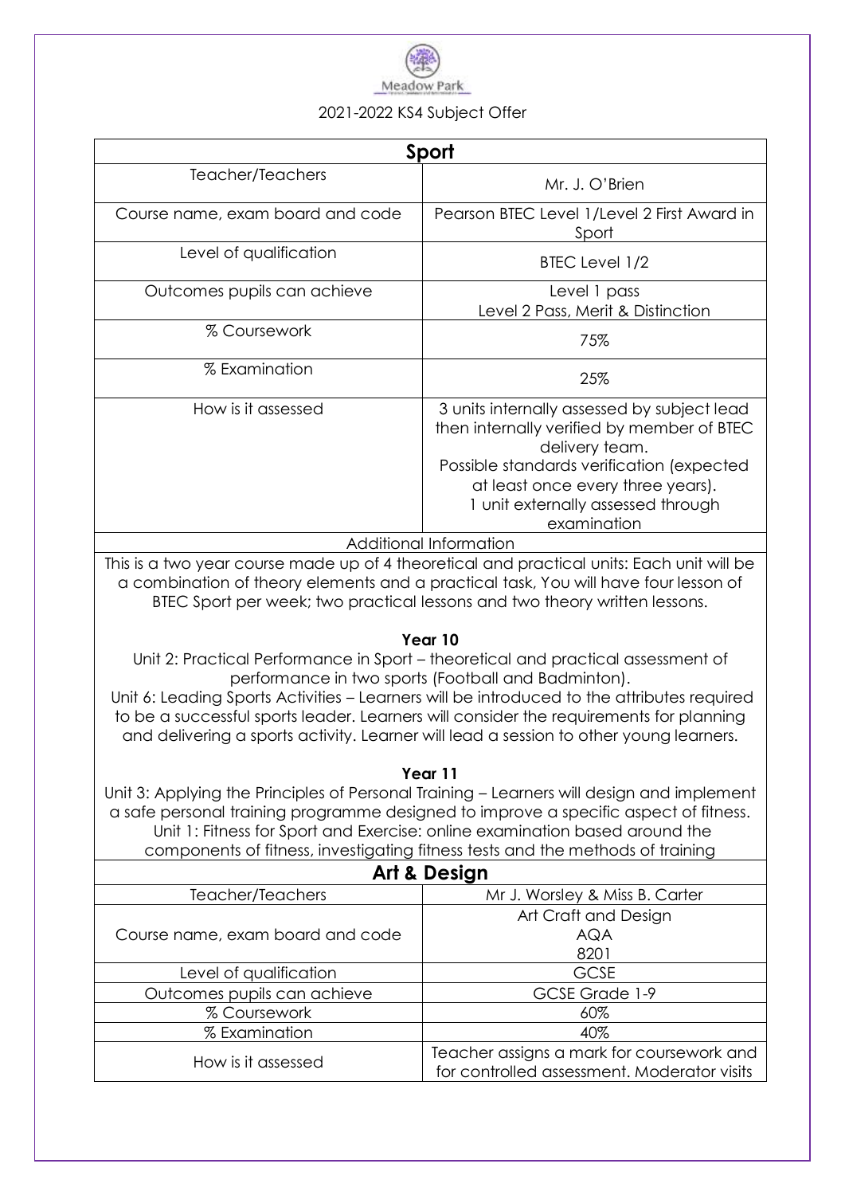Meadow Park

2021-2022 KS4 Subject Offer

| Sport | |
|---|---|
| Teacher/Teachers | Mr. J. O'Brien |
| Course name, exam board and code | Pearson BTEC Level 1/Level 2 First Award in Sport |
| Level of qualification | BTEC Level 1/2 |
| Outcomes pupils can achieve | Level 1 pass<br>Level 2 Pass, Merit & Distinction |
| % Coursework | 75% |
| % Examination | 25% |
| How is it assessed | 3 units internally assessed by subject lead then internally verified by member of BTEC delivery team.<br>Possible standards verification (expected at least once every three years).<br>1 unit externally assessed through examination |

**Additional Information**

This is a two year course made up of 4 theoretical and practical units: Each unit will be a combination of theory elements and a practical task, You will have four lesson of BTEC Sport per week; two practical lessons and two theory written lessons.

**Year 10**

Unit 2: Practical Performance in Sport – theoretical and practical assessment of performance in two sports (Football and Badminton).

Unit 6: Leading Sports Activities – Learners will be introduced to the attributes required to be a successful sports leader. Learners will consider the requirements for planning and delivering a sports activity. Learner will lead a session to other young learners.

**Year 11**

Unit 3: Applying the Principles of Personal Training – Learners will design and implement a safe personal training programme designed to improve a specific aspect of fitness.

Unit 1: Fitness for Sport and Exercise: online examination based around the components of fitness, investigating fitness tests and the methods of training

| Art & Design | |
|---|---|
| Teacher/Teachers | Mr J. Worsley & Miss B. Carter |
| Course name, exam board and code | Art Craft and Design<br>AQA<br>8201 |
| Level of qualification | GCSE |
| Outcomes pupils can achieve | GCSE Grade 1-9 |
| % Coursework | 60% |
| % Examination | 40% |
| How is it assessed | Teacher assigns a mark for coursework and for controlled assessment. Moderator visits |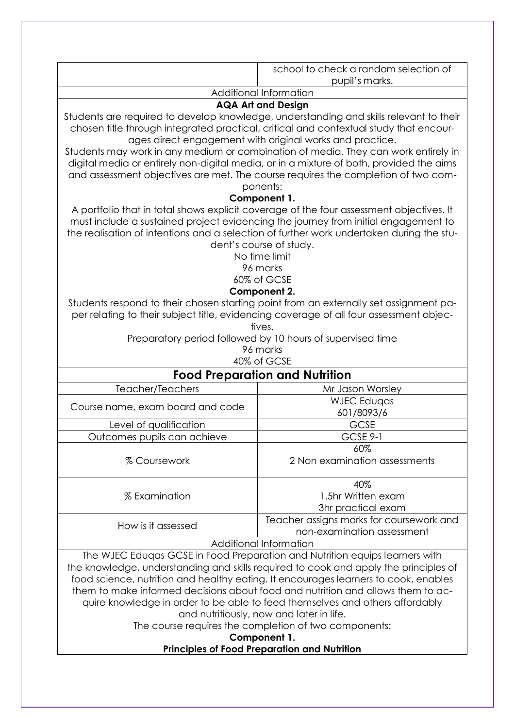| | school to check a random selection of pupil's marks. |
|---|---|

Additional Information

**AQA Art and Design**

Students are required to develop knowledge, understanding and skills relevant to their chosen title through integrated practical, critical and contextual study that encourages direct engagement with original works and practice.

Students may work in any medium or combination of media. They can work entirely in digital media or entirely non-digital media, or in a mixture of both, provided the aims and assessment objectives are met. The course requires the completion of two components:

**Component 1.**

A portfolio that in total shows explicit coverage of the four assessment objectives. It must include a sustained project evidencing the journey from initial engagement to the realisation of intentions and a selection of further work undertaken during the student's course of study.

No time limit

96 marks

60% of GCSE

**Component 2.**

Students respond to their chosen starting point from an externally set assignment paper relating to their subject title, evidencing coverage of all four assessment objectives.

Preparatory period followed by 10 hours of supervised time

96 marks

40% of GCSE

## Food Preparation and Nutrition

| Teacher/Teachers | Mr Jason Worsley |
|---|---|
| Course name, exam board and code | WJEC Eduqas 601/8093/6 |
| Level of qualification | GCSE |
| Outcomes pupils can achieve | GCSE 9-1 |
| % Coursework | 60% 2 Non examination assessments |
| % Examination | 40% 1.5hr Written exam 3hr practical exam |
| How is it assessed | Teacher assigns marks for coursework and non-examination assessment |

Additional Information

The WJEC Eduqas GCSE in Food Preparation and Nutrition equips learners with the knowledge, understanding and skills required to cook and apply the principles of food science, nutrition and healthy eating. It encourages learners to cook, enables them to make informed decisions about food and nutrition and allows them to acquire knowledge in order to be able to feed themselves and others affordably and nutritiously, now and later in life.

The course requires the completion of two components:

**Component 1.**

**Principles of Food Preparation and Nutrition**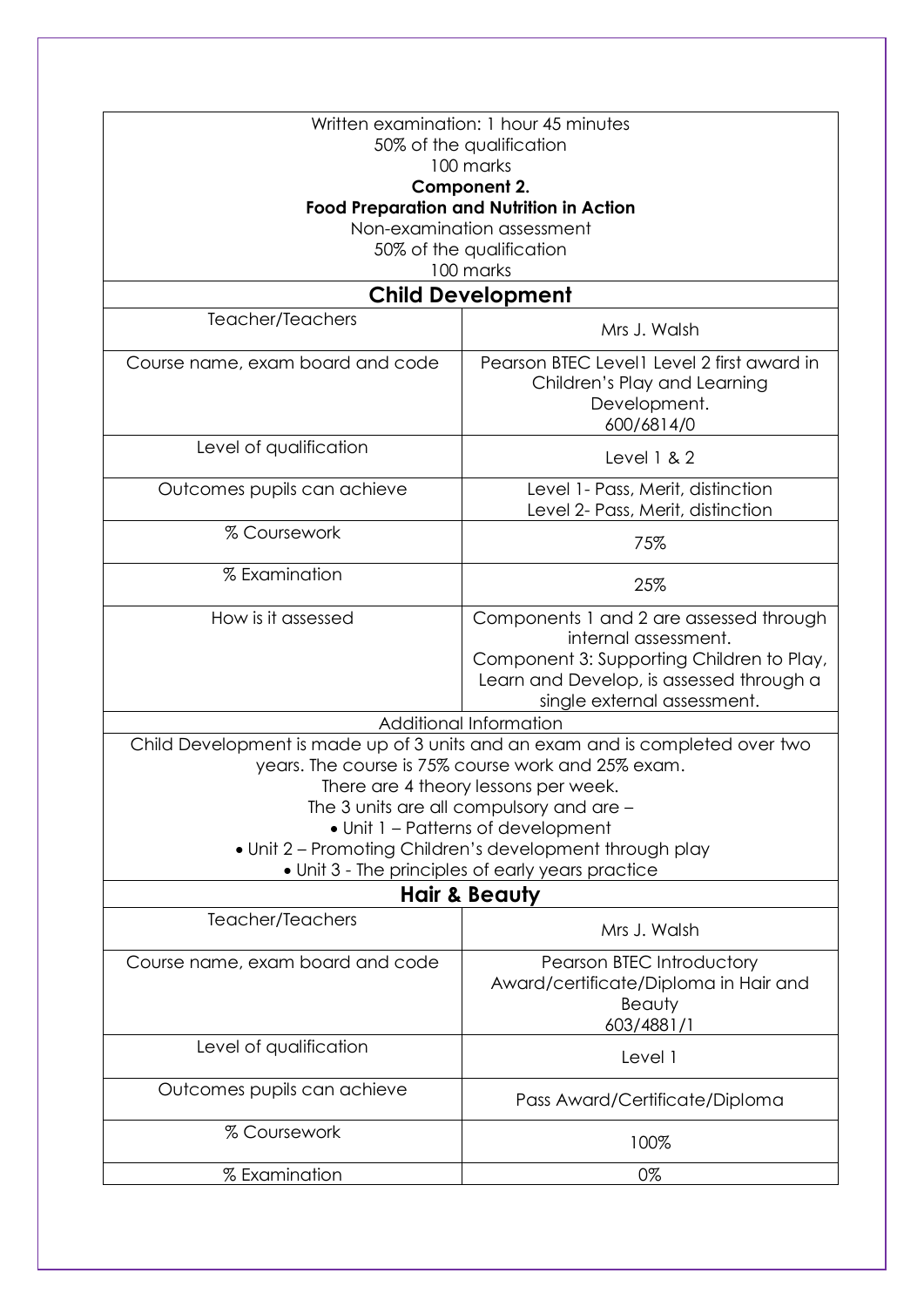Written examination: 1 hour 45 minutes
50% of the qualification
100 marks

**Component 2.**
**Food Preparation and Nutrition in Action**
Non-examination assessment
50% of the qualification
100 marks

## Child Development

| | |
|---|---|
| Teacher/Teachers | Mrs J. Walsh |
| Course name, exam board and code | Pearson BTEC Level1 Level 2 first award in Children's Play and Learning Development. 600/6814/0 |
| Level of qualification | Level 1 & 2 |
| Outcomes pupils can achieve | Level 1- Pass, Merit, distinction<br>Level 2- Pass, Merit, distinction |
| % Coursework | 75% |
| % Examination | 25% |
| How is it assessed | Components 1 and 2 are assessed through internal assessment.<br>Component 3: Supporting Children to Play, Learn and Develop, is assessed through a single external assessment. |

Additional Information

Child Development is made up of 3 units and an exam and is completed over two years. The course is 75% course work and 25% exam.
There are 4 theory lessons per week.
The 3 units are all compulsory and are –

- Unit 1 – Patterns of development
- Unit 2 – Promoting Children's development through play
- Unit 3 - The principles of early years practice

## Hair & Beauty

| | |
|---|---|
| Teacher/Teachers | Mrs J. Walsh |
| Course name, exam board and code | Pearson BTEC Introductory Award/certificate/Diploma in Hair and Beauty 603/4881/1 |
| Level of qualification | Level 1 |
| Outcomes pupils can achieve | Pass Award/Certificate/Diploma |
| % Coursework | 100% |
| % Examination | 0% |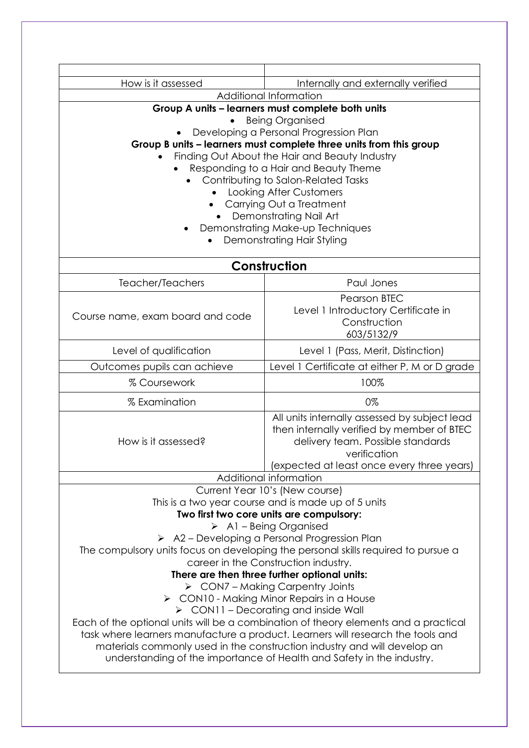| | |
|---|---|
| How is it assessed | Internally and externally verified |
| Additional Information | |

**Group A units – learners must complete both units**

- Being Organised
- Developing a Personal Progression Plan

**Group B units – learners must complete three units from this group**

- Finding Out About the Hair and Beauty Industry
- Responding to a Hair and Beauty Theme
- Contributing to Salon-Related Tasks
- Looking After Customers
- Carrying Out a Treatment
- Demonstrating Nail Art
- Demonstrating Make-up Techniques
- Demonstrating Hair Styling

## Construction

| | |
|---|---|
| Teacher/Teachers | Paul Jones |
| Course name, exam board and code | Pearson BTEC<br>Level 1 Introductory Certificate in Construction<br>603/5132/9 |
| Level of qualification | Level 1 (Pass, Merit, Distinction) |
| Outcomes pupils can achieve | Level 1 Certificate at either P, M or D grade |
| % Coursework | 100% |
| % Examination | 0% |
| How is it assessed? | All units internally assessed by subject lead then internally verified by member of BTEC delivery team. Possible standards verification (expected at least once every three years) |
| Additional information | |

Current Year 10's (New course)

This is a two year course and is made up of 5 units

**Two first two core units are compulsory:**

- A1 – Being Organised
- A2 – Developing a Personal Progression Plan

The compulsory units focus on developing the personal skills required to pursue a career in the Construction industry.

**There are then three further optional units:**

- CON7 – Making Carpentry Joints
- CON10 - Making Minor Repairs in a House
- CON11 – Decorating and inside Wall

Each of the optional units will be a combination of theory elements and a practical task where learners manufacture a product. Learners will research the tools and materials commonly used in the construction industry and will develop an understanding of the importance of Health and Safety in the industry.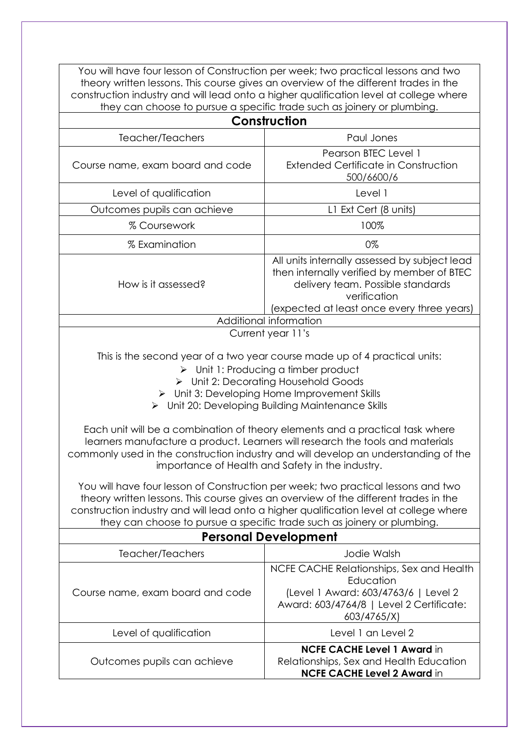You will have four lesson of Construction per week; two practical lessons and two theory written lessons. This course gives an overview of the different trades in the construction industry and will lead onto a higher qualification level at college where they can choose to pursue a specific trade such as joinery or plumbing.

## Construction

| Teacher/Teachers | Paul Jones |
|---|---|
| Course name, exam board and code | Pearson BTEC Level 1 Extended Certificate in Construction 500/6600/6 |
| Level of qualification | Level 1 |
| Outcomes pupils can achieve | L1 Ext Cert (8 units) |
| % Coursework | 100% |
| % Examination | 0% |
| How is it assessed? | All units internally assessed by subject lead then internally verified by member of BTEC delivery team. Possible standards verification (expected at least once every three years) |

Additional information

Current year 11's

This is the second year of a two year course made up of 4 practical units:

- Unit 1: Producing a timber product
- Unit 2: Decorating Household Goods
- Unit 3: Developing Home Improvement Skills
- Unit 20: Developing Building Maintenance Skills

Each unit will be a combination of theory elements and a practical task where learners manufacture a product. Learners will research the tools and materials commonly used in the construction industry and will develop an understanding of the importance of Health and Safety in the industry.

You will have four lesson of Construction per week; two practical lessons and two theory written lessons. This course gives an overview of the different trades in the construction industry and will lead onto a higher qualification level at college where they can choose to pursue a specific trade such as joinery or plumbing.

## Personal Development

| Teacher/Teachers | Jodie Walsh |
|---|---|
| Course name, exam board and code | NCFE CACHE Relationships, Sex and Health Education (Level 1 Award: 603/4763/6 \| Level 2 Award: 603/4764/8 \| Level 2 Certificate: 603/4765/X) |
| Level of qualification | Level 1 an Level 2 |
| Outcomes pupils can achieve | **NCFE CACHE Level 1 Award** in Relationships, Sex and Health Education **NCFE CACHE Level 2 Award** in |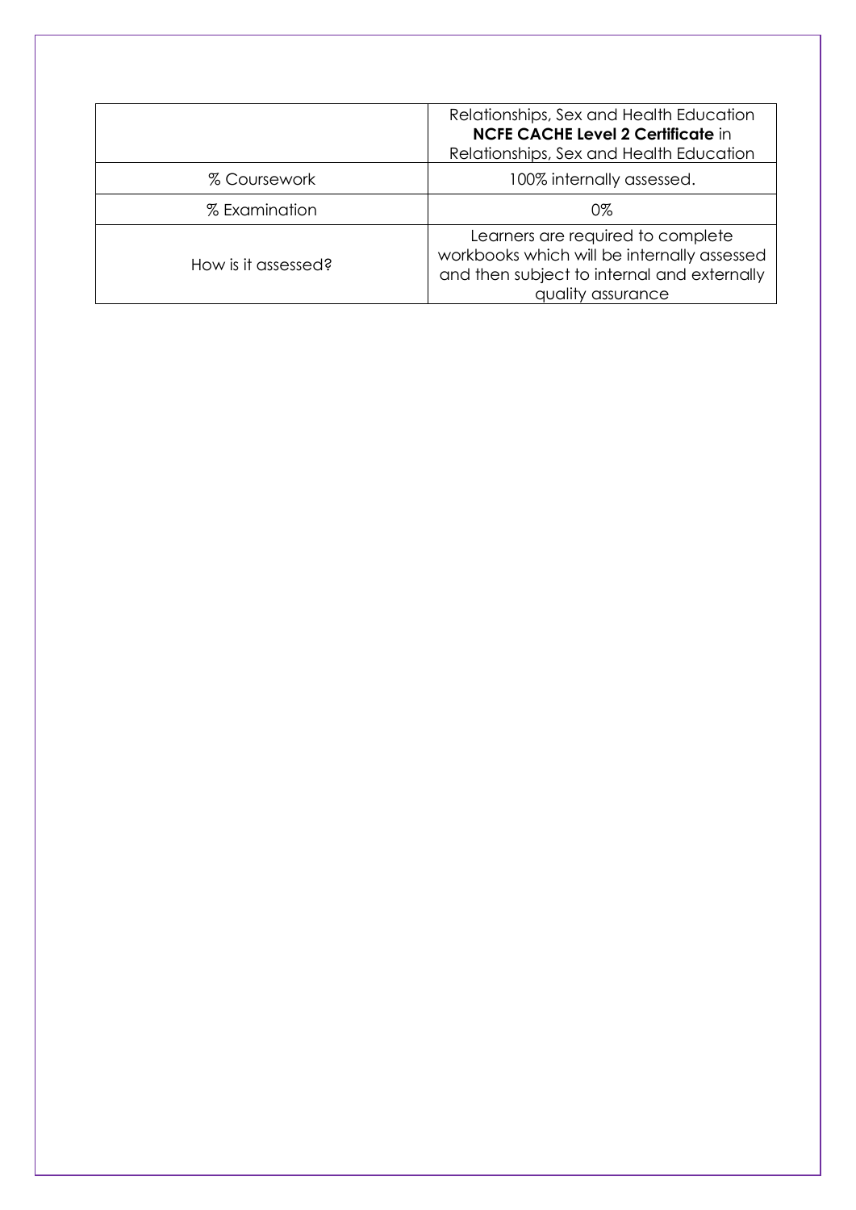| | Relationships, Sex and Health Education **NCFE CACHE Level 2 Certificate** in Relationships, Sex and Health Education |
|---|---|
| % Coursework | 100% internally assessed. |
| % Examination | 0% |
| How is it assessed? | Learners are required to complete workbooks which will be internally assessed and then subject to internal and externally quality assurance |